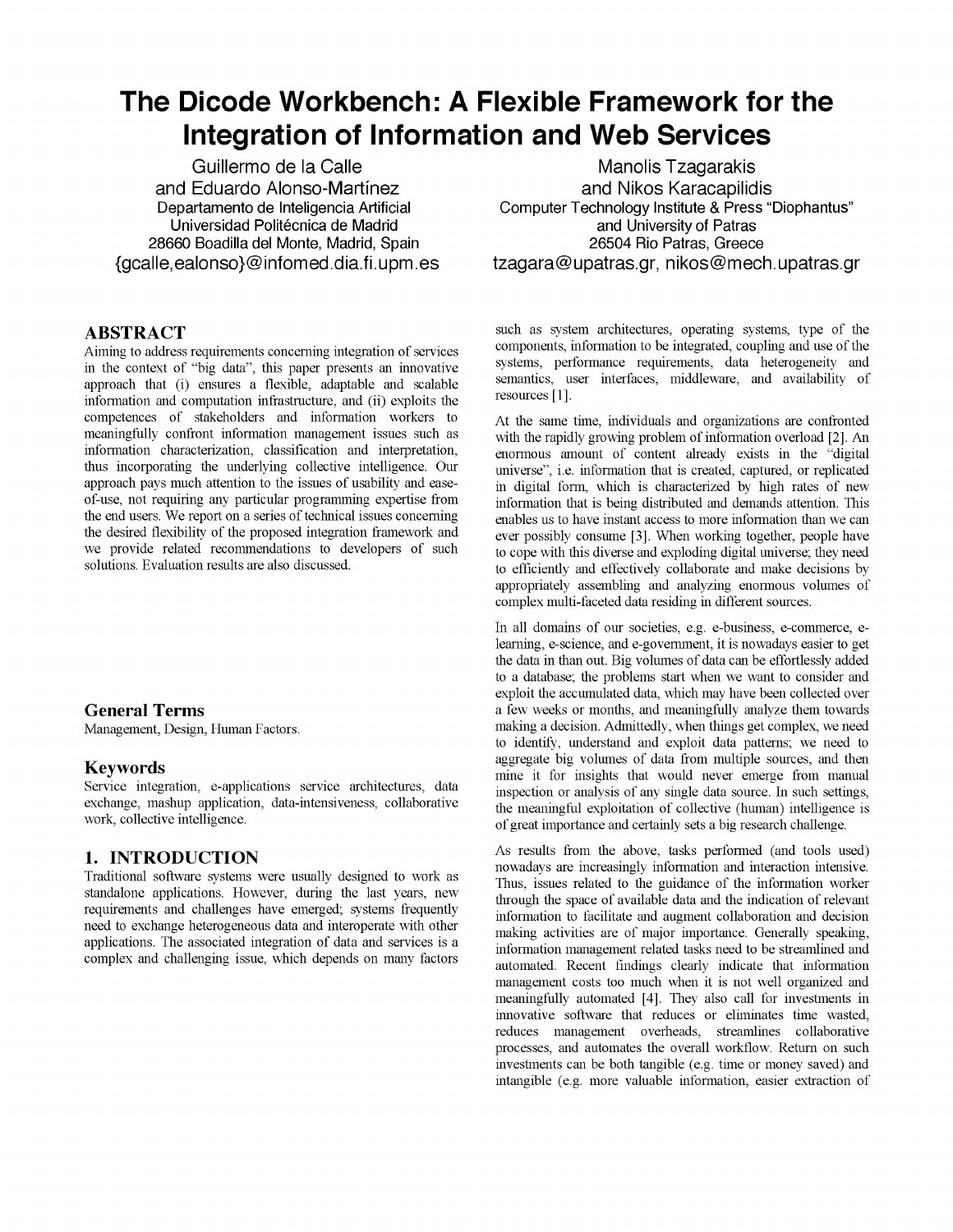# The Dicode Workbench: A Flexible Framework for the Integration of Information and Web Services

Guillermo de la Calle and Eduardo Alonso-Martínez
Departamento de Inteligencia Artificial
Universidad Politécnica de Madrid
28660 Boadilla del Monte, Madrid, Spain
{gcalle,ealonso}@infomed.dia.fi.upm.es

Manolis Tzagarakis and Nikos Karacapilidis
Computer Technology Institute & Press "Diophantus" and University of Patras
26504 Rio Patras, Greece
tzagara@upatras.gr, nikos@mech.upatras.gr

## ABSTRACT

Aiming to address requirements concerning integration of services in the context of "big data", this paper presents an innovative approach that (i) ensures a flexible, adaptable and scalable information and computation infrastructure, and (ii) exploits the competences of stakeholders and information workers to meaningfully confront information management issues such as information characterization, classification and interpretation, thus incorporating the underlying collective intelligence. Our approach pays much attention to the issues of usability and ease-of-use, not requiring any particular programming expertise from the end users. We report on a series of technical issues concerning the desired flexibility of the proposed integration framework and we provide related recommendations to developers of such solutions. Evaluation results are also discussed.

### General Terms

Management, Design, Human Factors.

### Keywords

Service integration, e-applications service architectures, data exchange, mashup application, data-intensiveness, collaborative work, collective intelligence.

## 1. INTRODUCTION

Traditional software systems were usually designed to work as standalone applications. However, during the last years, new requirements and challenges have emerged; systems frequently need to exchange heterogeneous data and interoperate with other applications. The associated integration of data and services is a complex and challenging issue, which depends on many factors such as system architectures, operating systems, type of the components, information to be integrated, coupling and use of the systems, performance requirements, data heterogeneity and semantics, user interfaces, middleware, and availability of resources [1].

At the same time, individuals and organizations are confronted with the rapidly growing problem of information overload [2]. An enormous amount of content already exists in the "digital universe", i.e. information that is created, captured, or replicated in digital form, which is characterized by high rates of new information that is being distributed and demands attention. This enables us to have instant access to more information than we can ever possibly consume [3]. When working together, people have to cope with this diverse and exploding digital universe; they need to efficiently and effectively collaborate and make decisions by appropriately assembling and analyzing enormous volumes of complex multi-faceted data residing in different sources.

In all domains of our societies, e.g. e-business, e-commerce, e-learning, e-science, and e-government, it is nowadays easier to get the data in than out. Big volumes of data can be effortlessly added to a database; the problems start when we want to consider and exploit the accumulated data, which may have been collected over a few weeks or months, and meaningfully analyze them towards making a decision. Admittedly, when things get complex, we need to identify, understand and exploit data patterns; we need to aggregate big volumes of data from multiple sources, and then mine it for insights that would never emerge from manual inspection or analysis of any single data source. In such settings, the meaningful exploitation of collective (human) intelligence is of great importance and certainly sets a big research challenge.

As results from the above, tasks performed (and tools used) nowadays are increasingly information and interaction intensive. Thus, issues related to the guidance of the information worker through the space of available data and the indication of relevant information to facilitate and augment collaboration and decision making activities are of major importance. Generally speaking, information management related tasks need to be streamlined and automated. Recent findings clearly indicate that information management costs too much when it is not well organized and meaningfully automated [4]. They also call for investments in innovative software that reduces or eliminates time wasted, reduces management overheads, streamlines collaborative processes, and automates the overall workflow. Return on such investments can be both tangible (e.g. time or money saved) and intangible (e.g. more valuable information, easier extraction of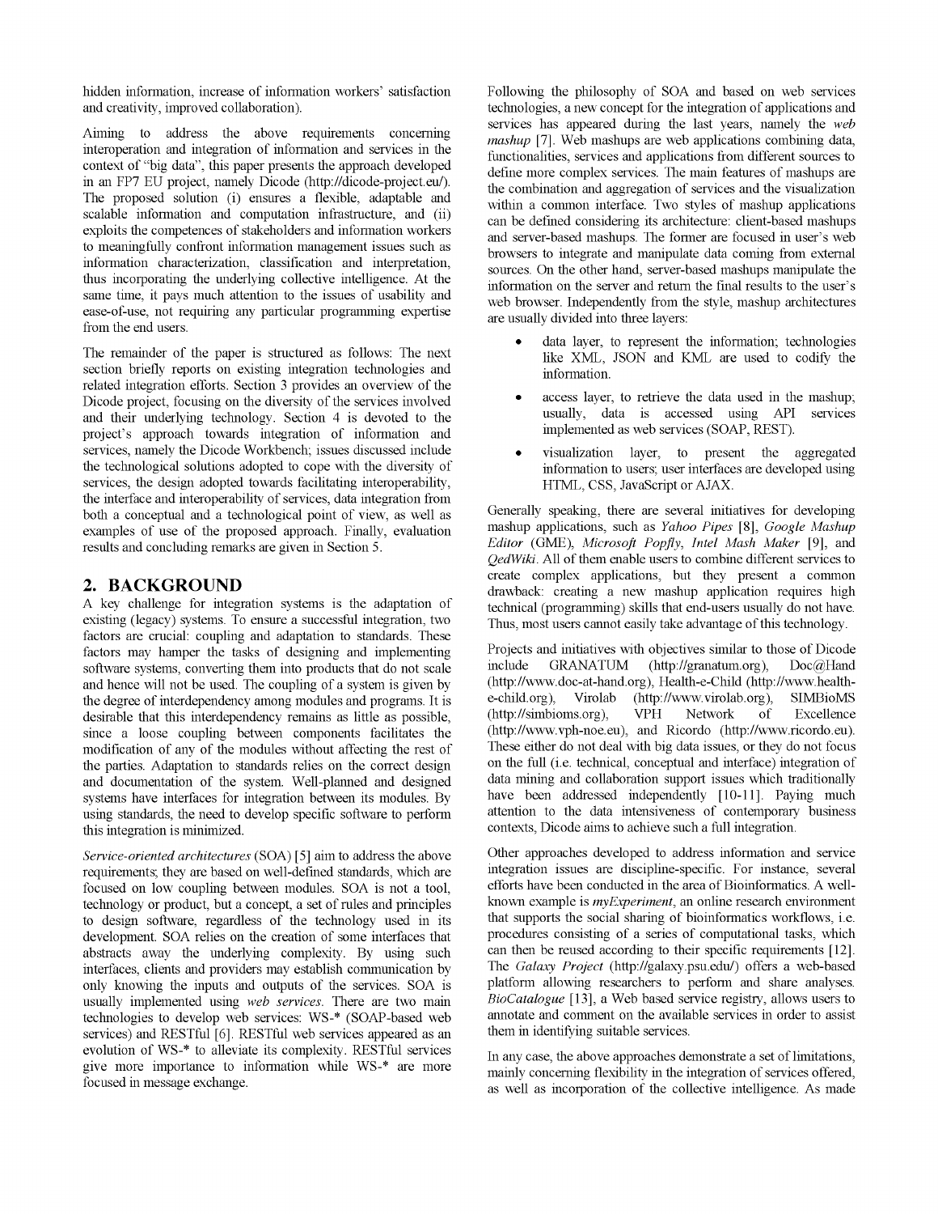hidden information, increase of information workers' satisfaction and creativity, improved collaboration).

Aiming to address the above requirements concerning interoperation and integration of information and services in the context of "big data", this paper presents the approach developed in an FP7 EU project, namely Dicode (http://dicode-project.eu/). The proposed solution (i) ensures a flexible, adaptable and scalable information and computation infrastructure, and (ii) exploits the competences of stakeholders and information workers to meaningfully confront information management issues such as information characterization, classification and interpretation, thus incorporating the underlying collective intelligence. At the same time, it pays much attention to the issues of usability and ease-of-use, not requiring any particular programming expertise from the end users.

The remainder of the paper is structured as follows: The next section briefly reports on existing integration technologies and related integration efforts. Section 3 provides an overview of the Dicode project, focusing on the diversity of the services involved and their underlying technology. Section 4 is devoted to the project's approach towards integration of information and services, namely the Dicode Workbench; issues discussed include the technological solutions adopted to cope with the diversity of services, the design adopted towards facilitating interoperability, the interface and interoperability of services, data integration from both a conceptual and a technological point of view, as well as examples of use of the proposed approach. Finally, evaluation results and concluding remarks are given in Section 5.

## 2. BACKGROUND

A key challenge for integration systems is the adaptation of existing (legacy) systems. To ensure a successful integration, two factors are crucial: coupling and adaptation to standards. These factors may hamper the tasks of designing and implementing software systems, converting them into products that do not scale and hence will not be used. The coupling of a system is given by the degree of interdependency among modules and programs. It is desirable that this interdependency remains as little as possible, since a loose coupling between components facilitates the modification of any of the modules without affecting the rest of the parties. Adaptation to standards relies on the correct design and documentation of the system. Well-planned and designed systems have interfaces for integration between its modules. By using standards, the need to develop specific software to perform this integration is minimized.

*Service-oriented architectures* (SOA) [5] aim to address the above requirements; they are based on well-defined standards, which are focused on low coupling between modules. SOA is not a tool, technology or product, but a concept, a set of rules and principles to design software, regardless of the technology used in its development. SOA relies on the creation of some interfaces that abstracts away the underlying complexity. By using such interfaces, clients and providers may establish communication by only knowing the inputs and outputs of the services. SOA is usually implemented using *web services*. There are two main technologies to develop web services: WS-* (SOAP-based web services) and RESTful [6]. RESTful web services appeared as an evolution of WS-* to alleviate its complexity. RESTful services give more importance to information while WS-* are more focused in message exchange.

Following the philosophy of SOA and based on web services technologies, a new concept for the integration of applications and services has appeared during the last years, namely the *web mashup* [7]. Web mashups are web applications combining data, functionalities, services and applications from different sources to define more complex services. The main features of mashups are the combination and aggregation of services and the visualization within a common interface. Two styles of mashup applications can be defined considering its architecture: client-based mashups and server-based mashups. The former are focused in user's web browsers to integrate and manipulate data coming from external sources. On the other hand, server-based mashups manipulate the information on the server and return the final results to the user's web browser. Independently from the style, mashup architectures are usually divided into three layers:

- data layer, to represent the information; technologies like XML, JSON and KML are used to codify the information.
- access layer, to retrieve the data used in the mashup; usually, data is accessed using API services implemented as web services (SOAP, REST).
- visualization layer, to present the aggregated information to users; user interfaces are developed using HTML, CSS, JavaScript or AJAX.

Generally speaking, there are several initiatives for developing mashup applications, such as *Yahoo Pipes* [8], *Google Mashup Editor* (GME), *Microsoft Popfly*, *Intel Mash Maker* [9], and *QedWiki*. All of them enable users to combine different services to create complex applications, but they present a common drawback: creating a new mashup application requires high technical (programming) skills that end-users usually do not have. Thus, most users cannot easily take advantage of this technology.

Projects and initiatives with objectives similar to those of Dicode include GRANATUM (http://granatum.org), Doc@Hand (http://www.doc-at-hand.org), Health-e-Child (http://www.health-e-child.org), Virolab (http://www.virolab.org), SIMBioMS (http://simbioms.org), VPH Network of Excellence (http://www.vph-noe.eu), and Ricordo (http://www.ricordo.eu). These either do not deal with big data issues, or they do not focus on the full (i.e. technical, conceptual and interface) integration of data mining and collaboration support issues which traditionally have been addressed independently [10-11]. Paying much attention to the data intensiveness of contemporary business contexts, Dicode aims to achieve such a full integration.

Other approaches developed to address information and service integration issues are discipline-specific. For instance, several efforts have been conducted in the area of Bioinformatics. A well-known example is *myExperiment*, an online research environment that supports the social sharing of bioinformatics workflows, i.e. procedures consisting of a series of computational tasks, which can then be reused according to their specific requirements [12]. The *Galaxy Project* (http://galaxy.psu.edu/) offers a web-based platform allowing researchers to perform and share analyses. *BioCatalogue* [13], a Web based service registry, allows users to annotate and comment on the available services in order to assist them in identifying suitable services.

In any case, the above approaches demonstrate a set of limitations, mainly concerning flexibility in the integration of services offered, as well as incorporation of the collective intelligence. As made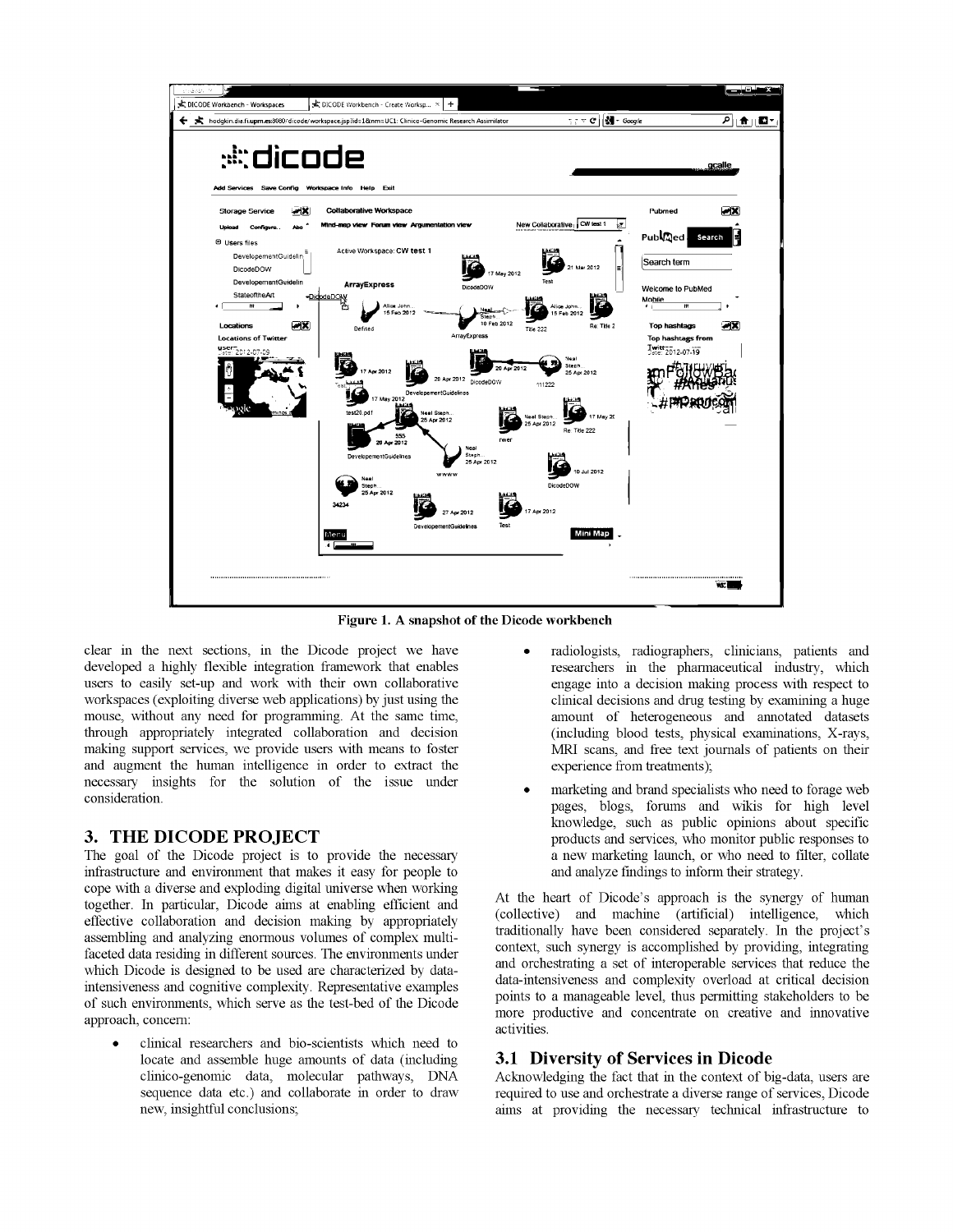Figure 1. A snapshot of the Dicode workbench

clear in the next sections, in the Dicode project we have developed a highly flexible integration framework that enables users to easily set-up and work with their own collaborative workspaces (exploiting diverse web applications) by just using the mouse, without any need for programming. At the same time, through appropriately integrated collaboration and decision making support services, we provide users with means to foster and augment the human intelligence in order to extract the necessary insights for the solution of the issue under consideration.

## 3. THE DICODE PROJECT

The goal of the Dicode project is to provide the necessary infrastructure and environment that makes it easy for people to cope with a diverse and exploding digital universe when working together. In particular, Dicode aims at enabling efficient and effective collaboration and decision making by appropriately assembling and analyzing enormous volumes of complex multi-faceted data residing in different sources. The environments under which Dicode is designed to be used are characterized by data-intensiveness and cognitive complexity. Representative examples of such environments, which serve as the test-bed of the Dicode approach, concern:

- clinical researchers and bio-scientists which need to locate and assemble huge amounts of data (including clinico-genomic data, molecular pathways, DNA sequence data etc.) and collaborate in order to draw new, insightful conclusions;
- radiologists, radiographers, clinicians, patients and researchers in the pharmaceutical industry, which engage into a decision making process with respect to clinical decisions and drug testing by examining a huge amount of heterogeneous and annotated datasets (including blood tests, physical examinations, X-rays, MRI scans, and free text journals of patients on their experience from treatments);
- marketing and brand specialists who need to forage web pages, blogs, forums and wikis for high level knowledge, such as public opinions about specific products and services, who monitor public responses to a new marketing launch, or who need to filter, collate and analyze findings to inform their strategy.

At the heart of Dicode's approach is the synergy of human (collective) and machine (artificial) intelligence, which traditionally have been considered separately. In the project's context, such synergy is accomplished by providing, integrating and orchestrating a set of interoperable services that reduce the data-intensiveness and complexity overload at critical decision points to a manageable level, thus permitting stakeholders to be more productive and concentrate on creative and innovative activities.

### 3.1 Diversity of Services in Dicode

Acknowledging the fact that in the context of big-data, users are required to use and orchestrate a diverse range of services, Dicode aims at providing the necessary technical infrastructure to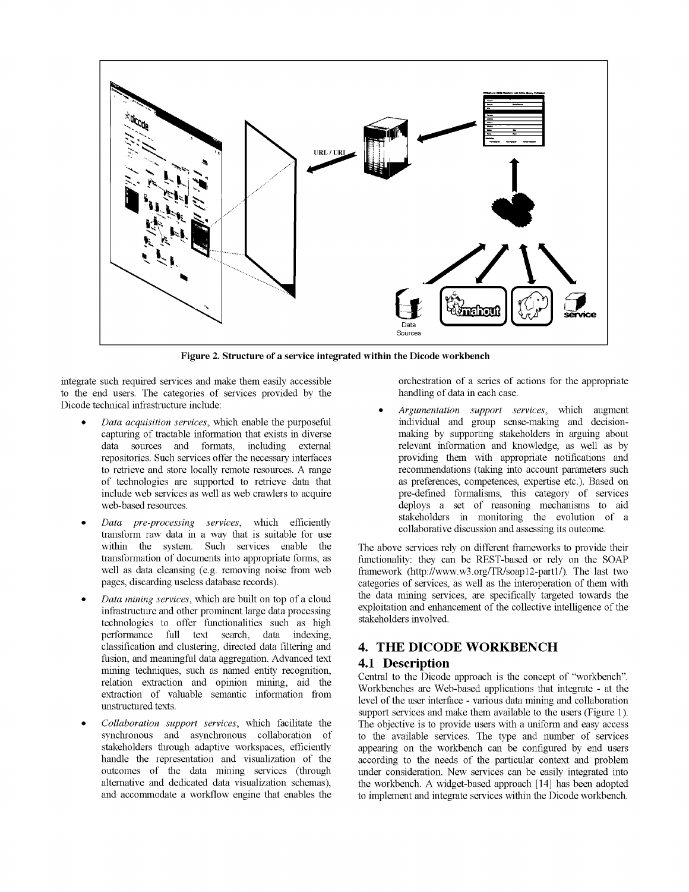Figure 2. Structure of a service integrated within the Dicode workbench

integrate such required services and make them easily accessible to the end users. The categories of services provided by the Dicode technical infrastructure include:

- *Data acquisition services*, which enable the purposeful capturing of tractable information that exists in diverse data sources and formats, including external repositories. Such services offer the necessary interfaces to retrieve and store locally remote resources. A range of technologies are supported to retrieve data that include web services as well as web crawlers to acquire web-based resources.
- *Data pre-processing services*, which efficiently transform raw data in a way that is suitable for use within the system. Such services enable the transformation of documents into appropriate forms, as well as data cleansing (e.g. removing noise from web pages, discarding useless database records).
- *Data mining services*, which are built on top of a cloud infrastructure and other prominent large data processing technologies to offer functionalities such as high performance full text search, data indexing, classification and clustering, directed data filtering and fusion, and meaningful data aggregation. Advanced text mining techniques, such as named entity recognition, relation extraction and opinion mining, aid the extraction of valuable semantic information from unstructured texts.
- *Collaboration support services*, which facilitate the synchronous and asynchronous collaboration of stakeholders through adaptive workspaces, efficiently handle the representation and visualization of the outcomes of the data mining services (through alternative and dedicated data visualization schemas), and accommodate a workflow engine that enables the orchestration of a series of actions for the appropriate handling of data in each case.
- *Argumentation support services*, which augment individual and group sense-making and decision-making by supporting stakeholders in arguing about relevant information and knowledge, as well as by providing them with appropriate notifications and recommendations (taking into account parameters such as preferences, competences, expertise etc.). Based on pre-defined formalisms, this category of services deploys a set of reasoning mechanisms to aid stakeholders in monitoring the evolution of a collaborative discussion and assessing its outcome.

The above services rely on different frameworks to provide their functionality: they can be REST-based or rely on the SOAP framework (http://www.w3.org/TR/soap12-part1/). The last two categories of services, as well as the interoperation of them with the data mining services, are specifically targeted towards the exploitation and enhancement of the collective intelligence of the stakeholders involved.

# 4. THE DICODE WORKBENCH

## 4.1 Description

Central to the Dicode approach is the concept of "workbench". Workbenches are Web-based applications that integrate - at the level of the user interface - various data mining and collaboration support services and make them available to the users (Figure 1). The objective is to provide users with a uniform and easy access to the available services. The type and number of services appearing on the workbench can be configured by end users according to the needs of the particular context and problem under consideration. New services can be easily integrated into the workbench. A widget-based approach [14] has been adopted to implement and integrate services within the Dicode workbench.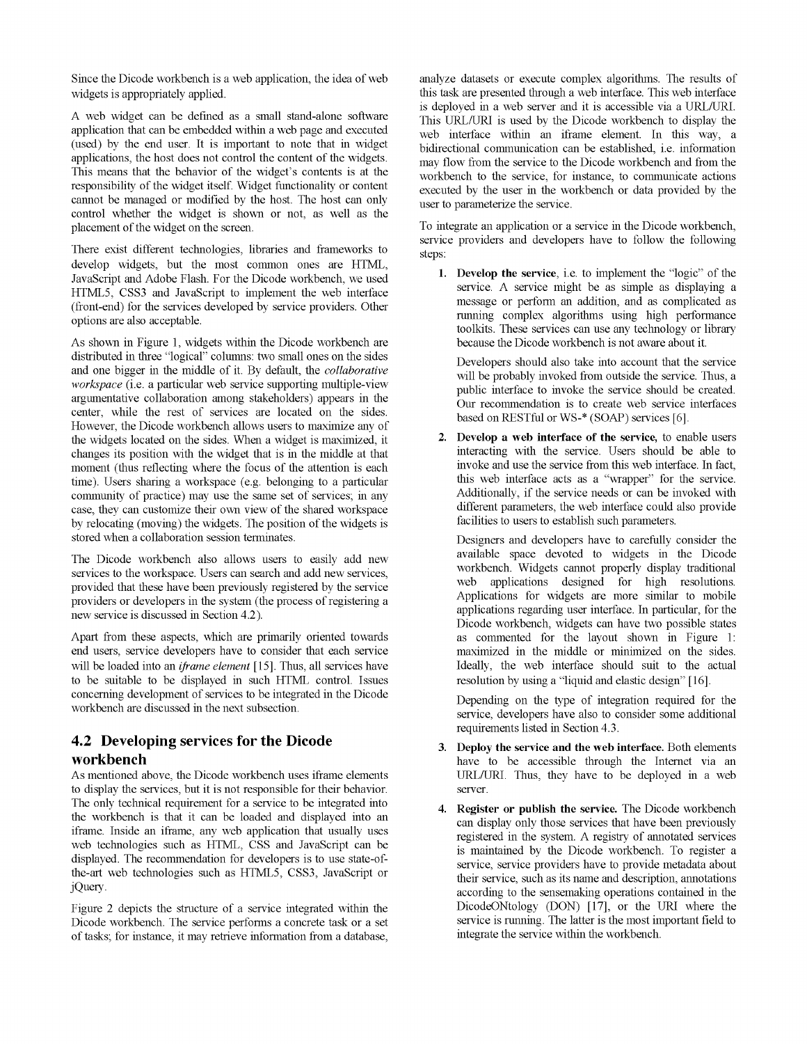Since the Dicode workbench is a web application, the idea of web widgets is appropriately applied.

A web widget can be defined as a small stand-alone software application that can be embedded within a web page and executed (used) by the end user. It is important to note that in widget applications, the host does not control the content of the widgets. This means that the behavior of the widget's contents is at the responsibility of the widget itself. Widget functionality or content cannot be managed or modified by the host. The host can only control whether the widget is shown or not, as well as the placement of the widget on the screen.

There exist different technologies, libraries and frameworks to develop widgets, but the most common ones are HTML, JavaScript and Adobe Flash. For the Dicode workbench, we used HTML5, CSS3 and JavaScript to implement the web interface (front-end) for the services developed by service providers. Other options are also acceptable.

As shown in Figure 1, widgets within the Dicode workbench are distributed in three "logical" columns: two small ones on the sides and one bigger in the middle of it. By default, the *collaborative workspace* (i.e. a particular web service supporting multiple-view argumentative collaboration among stakeholders) appears in the center, while the rest of services are located on the sides. However, the Dicode workbench allows users to maximize any of the widgets located on the sides. When a widget is maximized, it changes its position with the widget that is in the middle at that moment (thus reflecting where the focus of the attention is each time). Users sharing a workspace (e.g. belonging to a particular community of practice) may use the same set of services; in any case, they can customize their own view of the shared workspace by relocating (moving) the widgets. The position of the widgets is stored when a collaboration session terminates.

The Dicode workbench also allows users to easily add new services to the workspace. Users can search and add new services, provided that these have been previously registered by the service providers or developers in the system (the process of registering a new service is discussed in Section 4.2).

Apart from these aspects, which are primarily oriented towards end users, service developers have to consider that each service will be loaded into an *iframe element* [15]. Thus, all services have to be suitable to be displayed in such HTML control. Issues concerning development of services to be integrated in the Dicode workbench are discussed in the next subsection.

## 4.2 Developing services for the Dicode workbench

As mentioned above, the Dicode workbench uses iframe elements to display the services, but it is not responsible for their behavior. The only technical requirement for a service to be integrated into the workbench is that it can be loaded and displayed into an iframe. Inside an iframe, any web application that usually uses web technologies such as HTML, CSS and JavaScript can be displayed. The recommendation for developers is to use state-of-the-art web technologies such as HTML5, CSS3, JavaScript or jQuery.

Figure 2 depicts the structure of a service integrated within the Dicode workbench. The service performs a concrete task or a set of tasks; for instance, it may retrieve information from a database, analyze datasets or execute complex algorithms. The results of this task are presented through a web interface. This web interface is deployed in a web server and it is accessible via a URL/URI. This URL/URI is used by the Dicode workbench to display the web interface within an iframe element. In this way, a bidirectional communication can be established, i.e. information may flow from the service to the Dicode workbench and from the workbench to the service, for instance, to communicate actions executed by the user in the workbench or data provided by the user to parameterize the service.

To integrate an application or a service in the Dicode workbench, service providers and developers have to follow the following steps:

1. **Develop the service**, i.e. to implement the "logic" of the service. A service might be as simple as displaying a message or perform an addition, and as complicated as running complex algorithms using high performance toolkits. These services can use any technology or library because the Dicode workbench is not aware about it.

   Developers should also take into account that the service will be probably invoked from outside the service. Thus, a public interface to invoke the service should be created. Our recommendation is to create web service interfaces based on RESTful or WS-* (SOAP) services [6].

2. **Develop a web interface of the service,** to enable users interacting with the service. Users should be able to invoke and use the service from this web interface. In fact, this web interface acts as a "wrapper" for the service. Additionally, if the service needs or can be invoked with different parameters, the web interface could also provide facilities to users to establish such parameters.

   Designers and developers have to carefully consider the available space devoted to widgets in the Dicode workbench. Widgets cannot properly display traditional web applications designed for high resolutions. Applications for widgets are more similar to mobile applications regarding user interface. In particular, for the Dicode workbench, widgets can have two possible states as commented for the layout shown in Figure 1: maximized in the middle or minimized on the sides. Ideally, the web interface should suit to the actual resolution by using a "liquid and elastic design" [16].

   Depending on the type of integration required for the service, developers have also to consider some additional requirements listed in Section 4.3.

3. **Deploy the service and the web interface.** Both elements have to be accessible through the Internet via an URL/URI. Thus, they have to be deployed in a web server.

4. **Register or publish the service.** The Dicode workbench can display only those services that have been previously registered in the system. A registry of annotated services is maintained by the Dicode workbench. To register a service, service providers have to provide metadata about their service, such as its name and description, annotations according to the sensemaking operations contained in the DicodeONtology (DON) [17], or the URI where the service is running. The latter is the most important field to integrate the service within the workbench.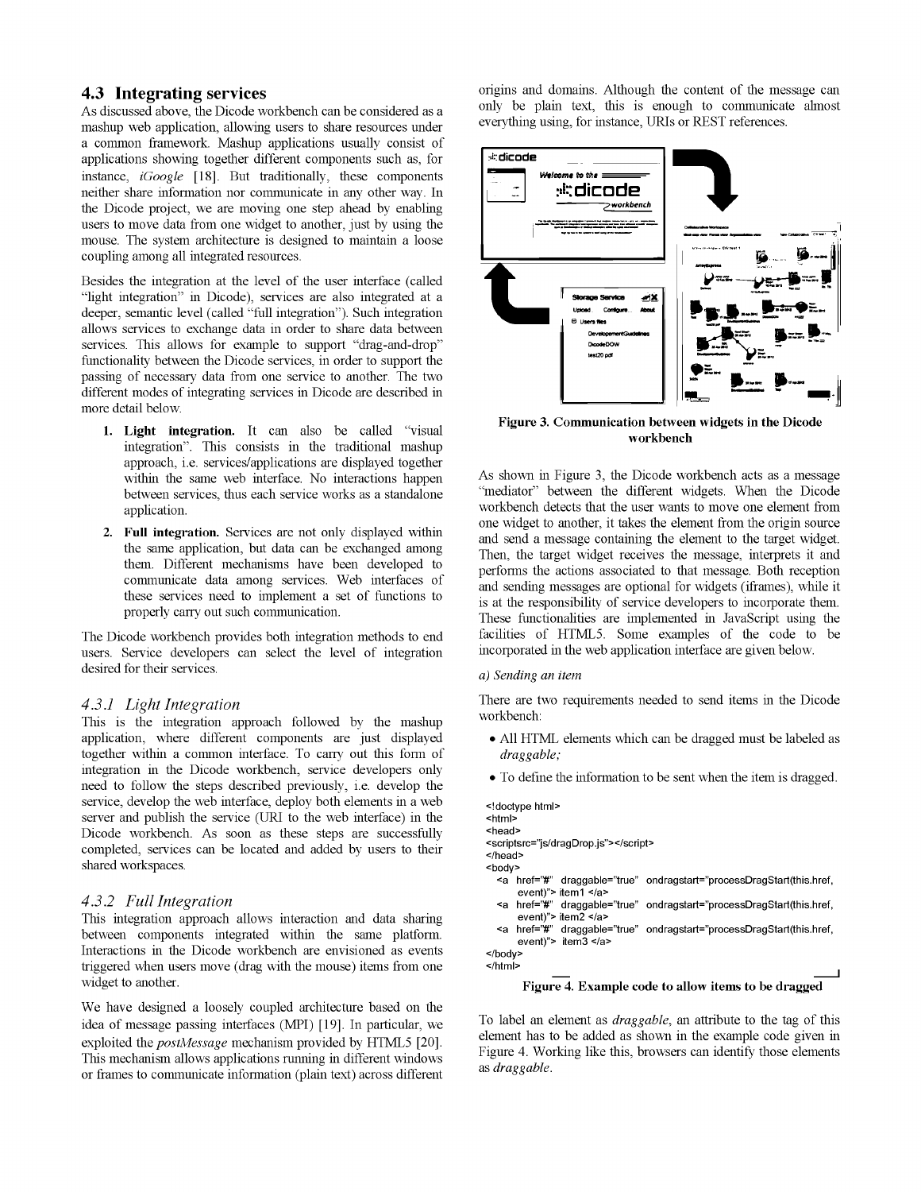### 4.3 Integrating services

As discussed above, the Dicode workbench can be considered as a mashup web application, allowing users to share resources under a common framework. Mashup applications usually consist of applications showing together different components such as, for instance, *iGoogle* [18]. But traditionally, these components neither share information nor communicate in any other way. In the Dicode project, we are moving one step ahead by enabling users to move data from one widget to another, just by using the mouse. The system architecture is designed to maintain a loose coupling among all integrated resources.

Besides the integration at the level of the user interface (called "light integration" in Dicode), services are also integrated at a deeper, semantic level (called "full integration"). Such integration allows services to exchange data in order to share data between services. This allows for example to support "drag-and-drop" functionality between the Dicode services, in order to support the passing of necessary data from one service to another. The two different modes of integrating services in Dicode are described in more detail below.

1. **Light integration.** It can also be called "visual integration". This consists in the traditional mashup approach, i.e. services/applications are displayed together within the same web interface. No interactions happen between services, thus each service works as a standalone application.
2. **Full integration.** Services are not only displayed within the same application, but data can be exchanged among them. Different mechanisms have been developed to communicate data among services. Web interfaces of these services need to implement a set of functions to properly carry out such communication.

The Dicode workbench provides both integration methods to end users. Service developers can select the level of integration desired for their services.

#### 4.3.1 Light Integration

This is the integration approach followed by the mashup application, where different components are just displayed together within a common interface. To carry out this form of integration in the Dicode workbench, service developers only need to follow the steps described previously, i.e. develop the service, develop the web interface, deploy both elements in a web server and publish the service (URI to the web interface) in the Dicode workbench. As soon as these steps are successfully completed, services can be located and added by users to their shared workspaces.

#### 4.3.2 Full Integration

This integration approach allows interaction and data sharing between components integrated within the same platform. Interactions in the Dicode workbench are envisioned as events triggered when users move (drag with the mouse) items from one widget to another.

We have designed a loosely coupled architecture based on the idea of message passing interfaces (MPI) [19]. In particular, we exploited the *postMessage* mechanism provided by HTML5 [20]. This mechanism allows applications running in different windows or frames to communicate information (plain text) across different origins and domains. Although the content of the message can only be plain text, this is enough to communicate almost everything using, for instance, URIs or REST references.

**Figure 3. Communication between widgets in the Dicode workbench**

As shown in Figure 3, the Dicode workbench acts as a message "mediator" between the different widgets. When the Dicode workbench detects that the user wants to move one element from one widget to another, it takes the element from the origin source and send a message containing the element to the target widget. Then, the target widget receives the message, interprets it and performs the actions associated to that message. Both reception and sending messages are optional for widgets (iframes), while it is at the responsibility of service developers to incorporate them. These functionalities are implemented in JavaScript using the facilities of HTML5. Some examples of the code to be incorporated in the web application interface are given below.

*a) Sending an item*

There are two requirements needed to send items in the Dicode workbench:

- All HTML elements which can be dragged must be labeled as *draggable;*
- To define the information to be sent when the item is dragged.

```
<!doctype html>
<html>
<head>
<scriptsrc="js/dragDrop.js"></script>
</head>
<body>
  <a href="#" draggable="true" ondragstart="processDragStart(this.href,
     event)"> item1 </a>
  <a href="#" draggable="true" ondragstart="processDragStart(this.href,
     event)"> item2 </a>
  <a href="#" draggable="true" ondragstart="processDragStart(this.href,
     event)"> item3 </a>
</body>
</html>
```

**Figure 4. Example code to allow items to be dragged**

To label an element as *draggable*, an attribute to the tag of this element has to be added as shown in the example code given in Figure 4. Working like this, browsers can identify those elements as *draggable*.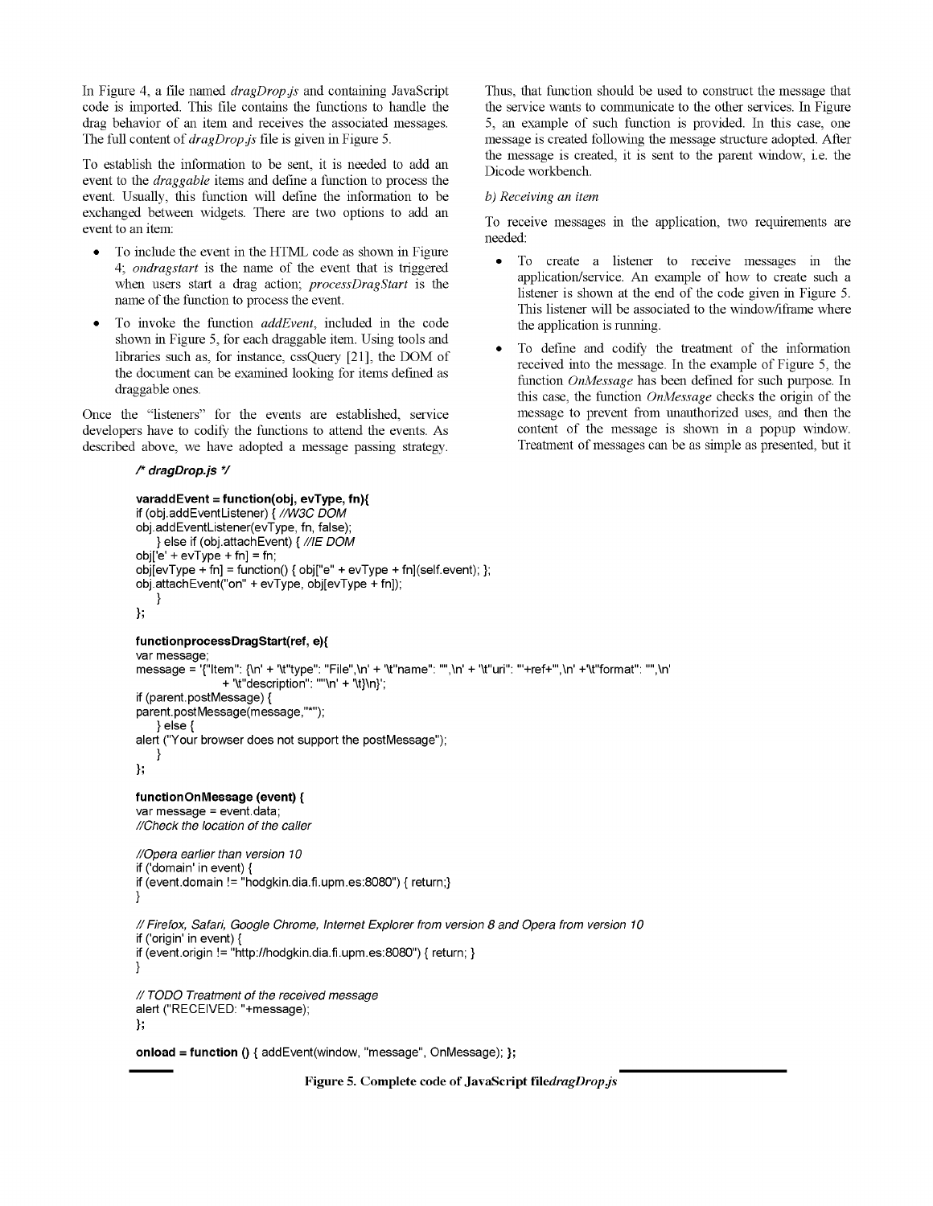In Figure 4, a file named *dragDrop.js* and containing JavaScript code is imported. This file contains the functions to handle the drag behavior of an item and receives the associated messages. The full content of *dragDrop.js* file is given in Figure 5.

To establish the information to be sent, it is needed to add an event to the *draggable* items and define a function to process the event. Usually, this function will define the information to be exchanged between widgets. There are two options to add an event to an item:

- To include the event in the HTML code as shown in Figure 4; *ondragstart* is the name of the event that is triggered when users start a drag action; *processDragStart* is the name of the function to process the event.
- To invoke the function *addEvent*, included in the code shown in Figure 5, for each draggable item. Using tools and libraries such as, for instance, cssQuery [21], the DOM of the document can be examined looking for items defined as draggable ones.

Once the "listeners" for the events are established, service developers have to codify the functions to attend the events. As described above, we have adopted a message passing strategy. Thus, that function should be used to construct the message that the service wants to communicate to the other services. In Figure 5, an example of such function is provided. In this case, one message is created following the message structure adopted. After the message is created, it is sent to the parent window, i.e. the Dicode workbench.

*b) Receiving an item*

To receive messages in the application, two requirements are needed:

- To create a listener to receive messages in the application/service. An example of how to create such a listener is shown at the end of the code given in Figure 5. This listener will be associated to the window/iframe where the application is running.
- To define and codify the treatment of the information received into the message. In the example of Figure 5, the function *OnMessage* has been defined for such purpose. In this case, the function *OnMessage* checks the origin of the message to prevent from unauthorized uses, and then the content of the message is shown in a popup window. Treatment of messages can be as simple as presented, but it

```
/* dragDrop.js */

varaddEvent = function(obj, evType, fn){
if (obj.addEventListener) { //W3C DOM
obj.addEventListener(evType, fn, false);
    } else if (obj.attachEvent) { //IE DOM
obj['e' + evType + fn] = fn;
obj[evType + fn] = function() { obj["e" + evType + fn](self.event); };
obj.attachEvent("on" + evType, obj[evType + fn]);
    }
};

functionprocessDragStart(ref, e){
var message;
message = '{"Item": {\n' + '\t"type": "File",\n' + '\t"name": "",\n' + '\t"uri": "'+ref+'",\n' +'\t"format": "",\n'
                + '\t"description": ""\n' + '\t}\n}';
if (parent.postMessage) {
parent.postMessage(message,"*");
    } else {
alert ("Your browser does not support the postMessage");
    }
};

functionOnMessage (event) {
var message = event.data;
//Check the location of the caller

//Opera earlier than version 10
if ('domain' in event) {
if (event.domain != "hodgkin.dia.fi.upm.es:8080") { return;}
}

// Firefox, Safari, Google Chrome, Internet Explorer from version 8 and Opera from version 10
if ('origin' in event) {
if (event.origin != "http://hodgkin.dia.fi.upm.es:8080") { return; }
}

// TODO Treatment of the received message
alert ("RECEIVED: "+message);
};

onload = function () { addEvent(window, "message", OnMessage); };
```

**Figure 5. Complete code of JavaScript file*dragDrop.js***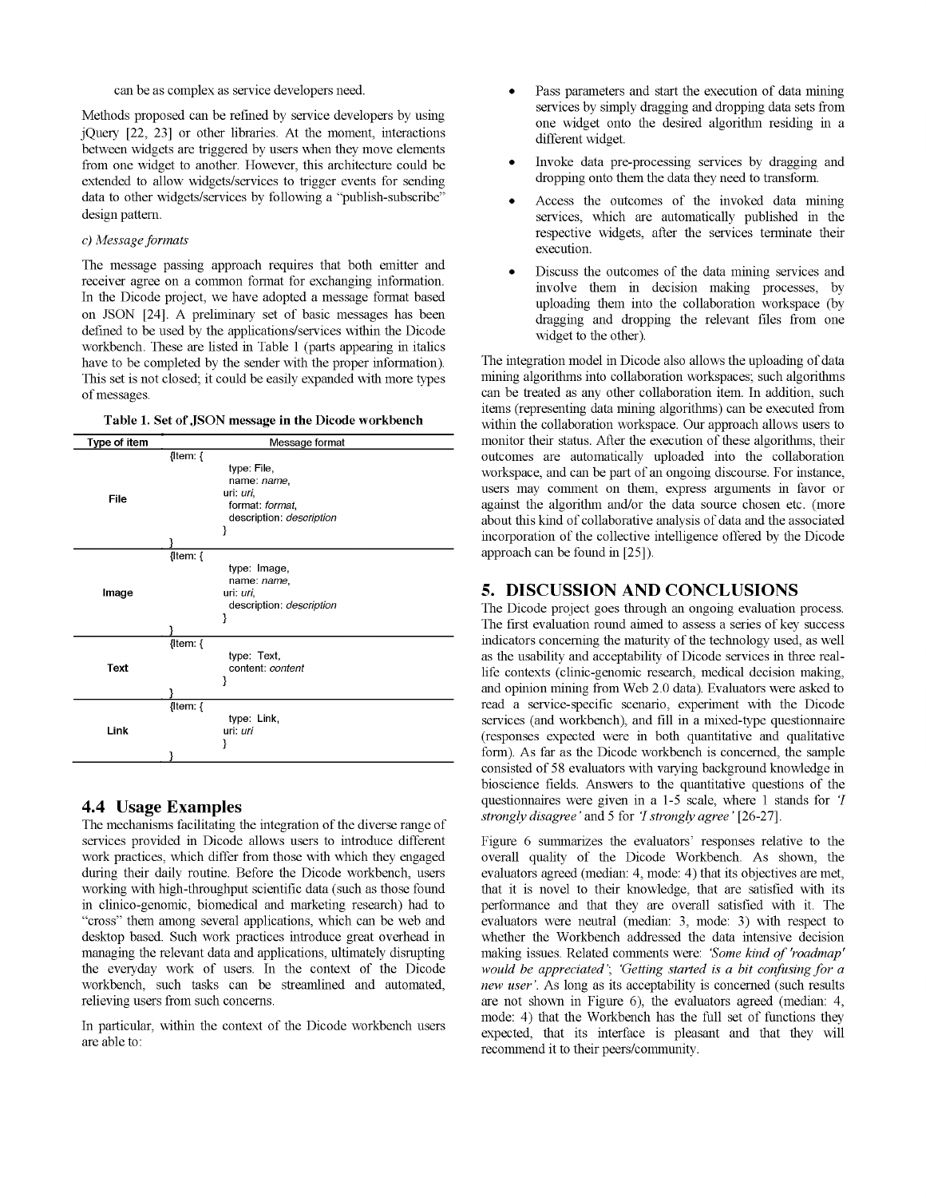can be as complex as service developers need.

Methods proposed can be refined by service developers by using jQuery [22, 23] or other libraries. At the moment, interactions between widgets are triggered by users when they move elements from one widget to another. However, this architecture could be extended to allow widgets/services to trigger events for sending data to other widgets/services by following a "publish-subscribe" design pattern.

*c) Message formats*

The message passing approach requires that both emitter and receiver agree on a common format for exchanging information. In the Dicode project, we have adopted a message format based on JSON [24]. A preliminary set of basic messages has been defined to be used by the applications/services within the Dicode workbench. These are listed in Table 1 (parts appearing in italics have to be completed by the sender with the proper information). This set is not closed; it could be easily expanded with more types of messages.

**Table 1. Set of JSON message in the Dicode workbench**

| Type of item | Message format |
|---|---|
| File | {Item: { type: File, name: *name*, uri: *uri*, format: *format*, description: *description* } } |
| Image | {Item: { type: Image, name: *name*, uri: *uri*, description: *description* } } |
| Text | {Item: { type: Text, content: *content* } } |
| Link | {Item: { type: Link, uri: *uri* } } |

## 4.4 Usage Examples

The mechanisms facilitating the integration of the diverse range of services provided in Dicode allows users to introduce different work practices, which differ from those with which they engaged during their daily routine. Before the Dicode workbench, users working with high-throughput scientific data (such as those found in clinico-genomic, biomedical and marketing research) had to "cross" them among several applications, which can be web and desktop based. Such work practices introduce great overhead in managing the relevant data and applications, ultimately disrupting the everyday work of users. In the context of the Dicode workbench, such tasks can be streamlined and automated, relieving users from such concerns.

In particular, within the context of the Dicode workbench users are able to:

- Pass parameters and start the execution of data mining services by simply dragging and dropping data sets from one widget onto the desired algorithm residing in a different widget.
- Invoke data pre-processing services by dragging and dropping onto them the data they need to transform.
- Access the outcomes of the invoked data mining services, which are automatically published in the respective widgets, after the services terminate their execution.
- Discuss the outcomes of the data mining services and involve them in decision making processes, by uploading them into the collaboration workspace (by dragging and dropping the relevant files from one widget to the other).

The integration model in Dicode also allows the uploading of data mining algorithms into collaboration workspaces; such algorithms can be treated as any other collaboration item. In addition, such items (representing data mining algorithms) can be executed from within the collaboration workspace. Our approach allows users to monitor their status. After the execution of these algorithms, their outcomes are automatically uploaded into the collaboration workspace, and can be part of an ongoing discourse. For instance, users may comment on them, express arguments in favor or against the algorithm and/or the data source chosen etc. (more about this kind of collaborative analysis of data and the associated incorporation of the collective intelligence offered by the Dicode approach can be found in [25]).

## 5. DISCUSSION AND CONCLUSIONS

The Dicode project goes through an ongoing evaluation process. The first evaluation round aimed to assess a series of key success indicators concerning the maturity of the technology used, as well as the usability and acceptability of Dicode services in three real-life contexts (clinic-genomic research, medical decision making, and opinion mining from Web 2.0 data). Evaluators were asked to read a service-specific scenario, experiment with the Dicode services (and workbench), and fill in a mixed-type questionnaire (responses expected were in both quantitative and qualitative form). As far as the Dicode workbench is concerned, the sample consisted of 58 evaluators with varying background knowledge in bioscience fields. Answers to the quantitative questions of the questionnaires were given in a 1-5 scale, where 1 stands for *'I strongly disagree'* and 5 for *'I strongly agree'* [26-27].

Figure 6 summarizes the evaluators' responses relative to the overall quality of the Dicode Workbench. As shown, the evaluators agreed (median: 4, mode: 4) that its objectives are met, that it is novel to their knowledge, that are satisfied with its performance and that they are overall satisfied with it. The evaluators were neutral (median: 3, mode: 3) with respect to whether the Workbench addressed the data intensive decision making issues. Related comments were: *'Some kind of 'roadmap' would be appreciated'*; *'Getting started is a bit confusing for a new user'*. As long as its acceptability is concerned (such results are not shown in Figure 6), the evaluators agreed (median: 4, mode: 4) that the Workbench has the full set of functions they expected, that its interface is pleasant and that they will recommend it to their peers/community.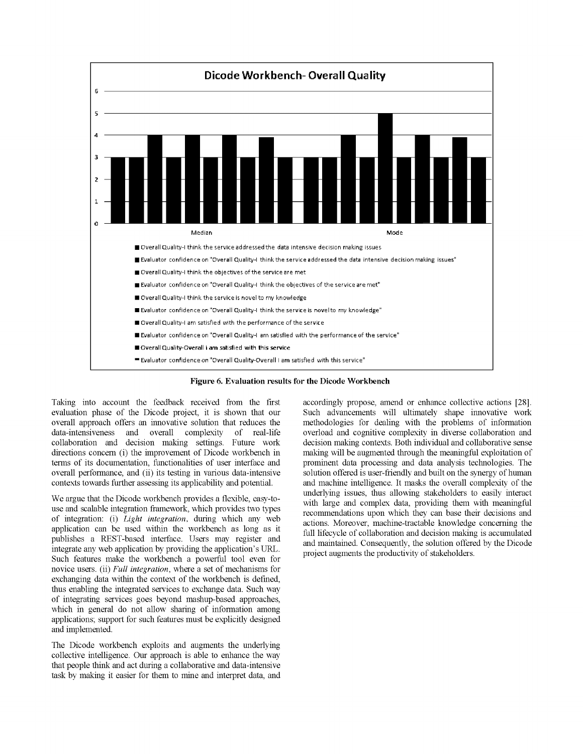Figure 6. Evaluation results for the Dicode Workbench

Taking into account the feedback received from the first evaluation phase of the Dicode project, it is shown that our overall approach offers an innovative solution that reduces the data-intensiveness and overall complexity of real-life collaboration and decision making settings. Future work directions concern (i) the improvement of Dicode workbench in terms of its documentation, functionalities of user interface and overall performance, and (ii) its testing in various data-intensive contexts towards further assessing its applicability and potential.

We argue that the Dicode workbench provides a flexible, easy-to-use and scalable integration framework, which provides two types of integration: (i) *Light integration*, during which any web application can be used within the workbench as long as it publishes a REST-based interface. Users may register and integrate any web application by providing the application's URL. Such features make the workbench a powerful tool even for novice users. (ii) *Full integration*, where a set of mechanisms for exchanging data within the context of the workbench is defined, thus enabling the integrated services to exchange data. Such way of integrating services goes beyond mashup-based approaches, which in general do not allow sharing of information among applications; support for such features must be explicitly designed and implemented.

The Dicode workbench exploits and augments the underlying collective intelligence. Our approach is able to enhance the way that people think and act during a collaborative and data-intensive task by making it easier for them to mine and interpret data, and accordingly propose, amend or enhance collective actions [28]. Such advancements will ultimately shape innovative work methodologies for dealing with the problems of information overload and cognitive complexity in diverse collaboration and decision making contexts. Both individual and collaborative sense making will be augmented through the meaningful exploitation of prominent data processing and data analysis technologies. The solution offered is user-friendly and built on the synergy of human and machine intelligence. It masks the overall complexity of the underlying issues, thus allowing stakeholders to easily interact with large and complex data, providing them with meaningful recommendations upon which they can base their decisions and actions. Moreover, machine-tractable knowledge concerning the full lifecycle of collaboration and decision making is accumulated and maintained. Consequently, the solution offered by the Dicode project augments the productivity of stakeholders.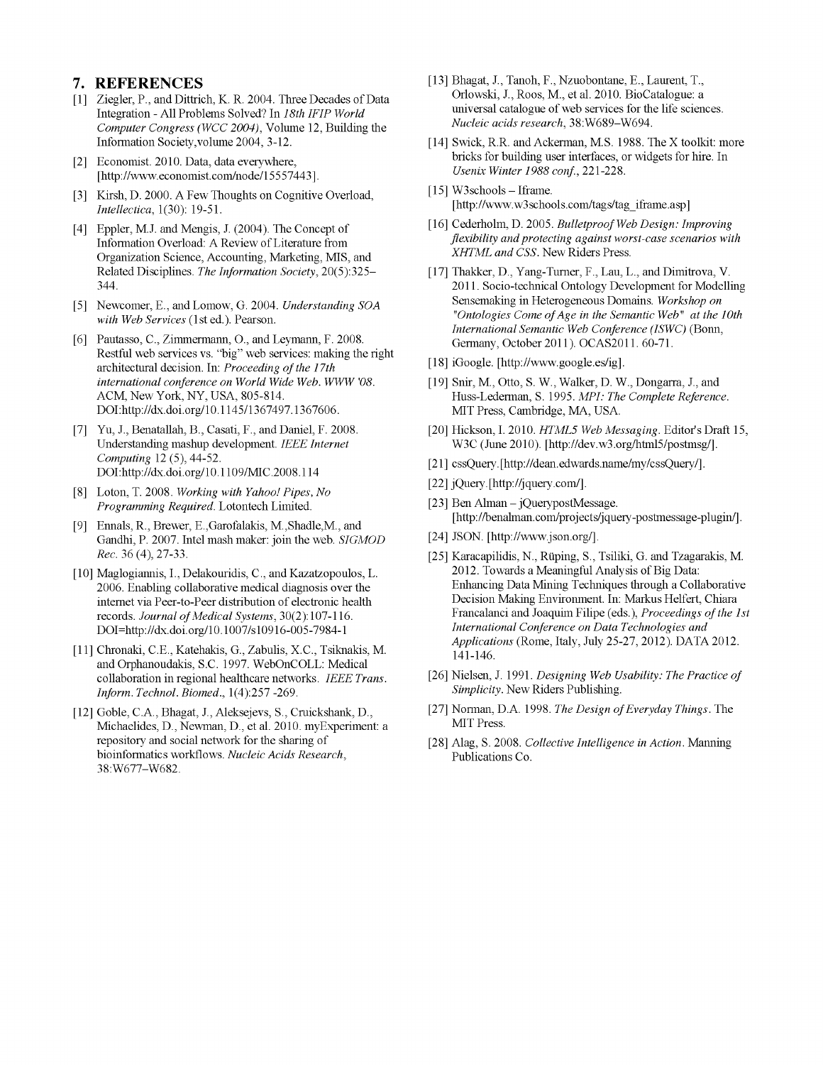## 7. REFERENCES

[1] Ziegler, P., and Dittrich, K. R. 2004. Three Decades of Data Integration - All Problems Solved? In *18th IFIP World Computer Congress (WCC 2004)*, Volume 12, Building the Information Society,volume 2004, 3-12.

[2] Economist. 2010. Data, data everywhere, [http://www.economist.com/node/15557443].

[3] Kirsh, D. 2000. A Few Thoughts on Cognitive Overload, *Intellectica*, 1(30): 19-51.

[4] Eppler, M.J. and Mengis, J. (2004). The Concept of Information Overload: A Review of Literature from Organization Science, Accounting, Marketing, MIS, and Related Disciplines. *The Information Society*, 20(5):325–344.

[5] Newcomer, E., and Lomow, G. 2004. *Understanding SOA with Web Services* (1st ed.). Pearson.

[6] Pautasso, C., Zimmermann, O., and Leymann, F. 2008. Restful web services vs. "big" web services: making the right architectural decision. In: *Proceeding of the 17th international conference on World Wide Web. WWW '08*. ACM, New York, NY, USA, 805-814. DOI:http://dx.doi.org/10.1145/1367497.1367606.

[7] Yu, J., Benatallah, B., Casati, F., and Daniel, F. 2008. Understanding mashup development. *IEEE Internet Computing* 12 (5), 44-52. DOI:http://dx.doi.org/10.1109/MIC.2008.114

[8] Loton, T. 2008. *Working with Yahoo! Pipes, No Programming Required*. Lotontech Limited.

[9] Ennals, R., Brewer, E.,Garofalakis, M.,Shadle,M., and Gandhi, P. 2007. Intel mash maker: join the web. *SIGMOD Rec*. 36 (4), 27-33.

[10] Maglogiannis, I., Delakouridis, C., and Kazatzopoulos, L. 2006. Enabling collaborative medical diagnosis over the internet via Peer-to-Peer distribution of electronic health records. *Journal of Medical Systems*, 30(2):107-116. DOI=http://dx.doi.org/10.1007/s10916-005-7984-1

[11] Chronaki, C.E., Katehakis, G., Zabulis, X.C., Tsiknakis, M. and Orphanoudakis, S.C. 1997. WebOnCOLL: Medical collaboration in regional healthcare networks. *IEEE Trans. Inform. Technol. Biomed*., 1(4):257 -269.

[12] Goble, C.A., Bhagat, J., Aleksejevs, S., Cruickshank, D., Michaelides, D., Newman, D., et al. 2010. myExperiment: a repository and social network for the sharing of bioinformatics workflows. *Nucleic Acids Research*, 38:W677–W682.

[13] Bhagat, J., Tanoh, F., Nzuobontane, E., Laurent, T., Orlowski, J., Roos, M., et al. 2010. BioCatalogue: a universal catalogue of web services for the life sciences. *Nucleic acids research*, 38:W689–W694.

[14] Swick, R.R. and Ackerman, M.S. 1988. The X toolkit: more bricks for building user interfaces, or widgets for hire. In *Usenix Winter 1988 conf*., 221-228.

[15] W3schools – Iframe. [http://www.w3schools.com/tags/tag_iframe.asp]

[16] Cederholm, D. 2005. *Bulletproof Web Design: Improving flexibility and protecting against worst-case scenarios with XHTML and CSS*. New Riders Press.

[17] Thakker, D., Yang-Turner, F., Lau, L., and Dimitrova, V. 2011. Socio-technical Ontology Development for Modelling Sensemaking in Heterogeneous Domains. *Workshop on "Ontologies Come of Age in the Semantic Web" at the 10th International Semantic Web Conference (ISWC)* (Bonn, Germany, October 2011). OCAS2011. 60-71.

[18] iGoogle. [http://www.google.es/ig].

[19] Snir, M., Otto, S. W., Walker, D. W., Dongarra, J., and Huss-Lederman, S. 1995. *MPI: The Complete Reference*. MIT Press, Cambridge, MA, USA.

[20] Hickson, I. 2010. *HTML5 Web Messaging*. Editor's Draft 15, W3C (June 2010). [http://dev.w3.org/html5/postmsg/].

[21] cssQuery.[http://dean.edwards.name/my/cssQuery/].

[22] jQuery.[http://jquery.com/].

[23] Ben Alman – jQuerypostMessage. [http://benalman.com/projects/jquery-postmessage-plugin/].

[24] JSON. [http://www.json.org/].

[25] Karacapilidis, N., Rüping, S., Tsiliki, G. and Tzagarakis, M. 2012. Towards a Meaningful Analysis of Big Data: Enhancing Data Mining Techniques through a Collaborative Decision Making Environment. In: Markus Helfert, Chiara Francalanci and Joaquim Filipe (eds.), *Proceedings of the 1st International Conference on Data Technologies and Applications* (Rome, Italy, July 25-27, 2012). DATA 2012. 141-146.

[26] Nielsen, J. 1991. *Designing Web Usability: The Practice of Simplicity*. New Riders Publishing.

[27] Norman, D.A. 1998. *The Design of Everyday Things*. The MIT Press.

[28] Alag, S. 2008. *Collective Intelligence in Action*. Manning Publications Co.